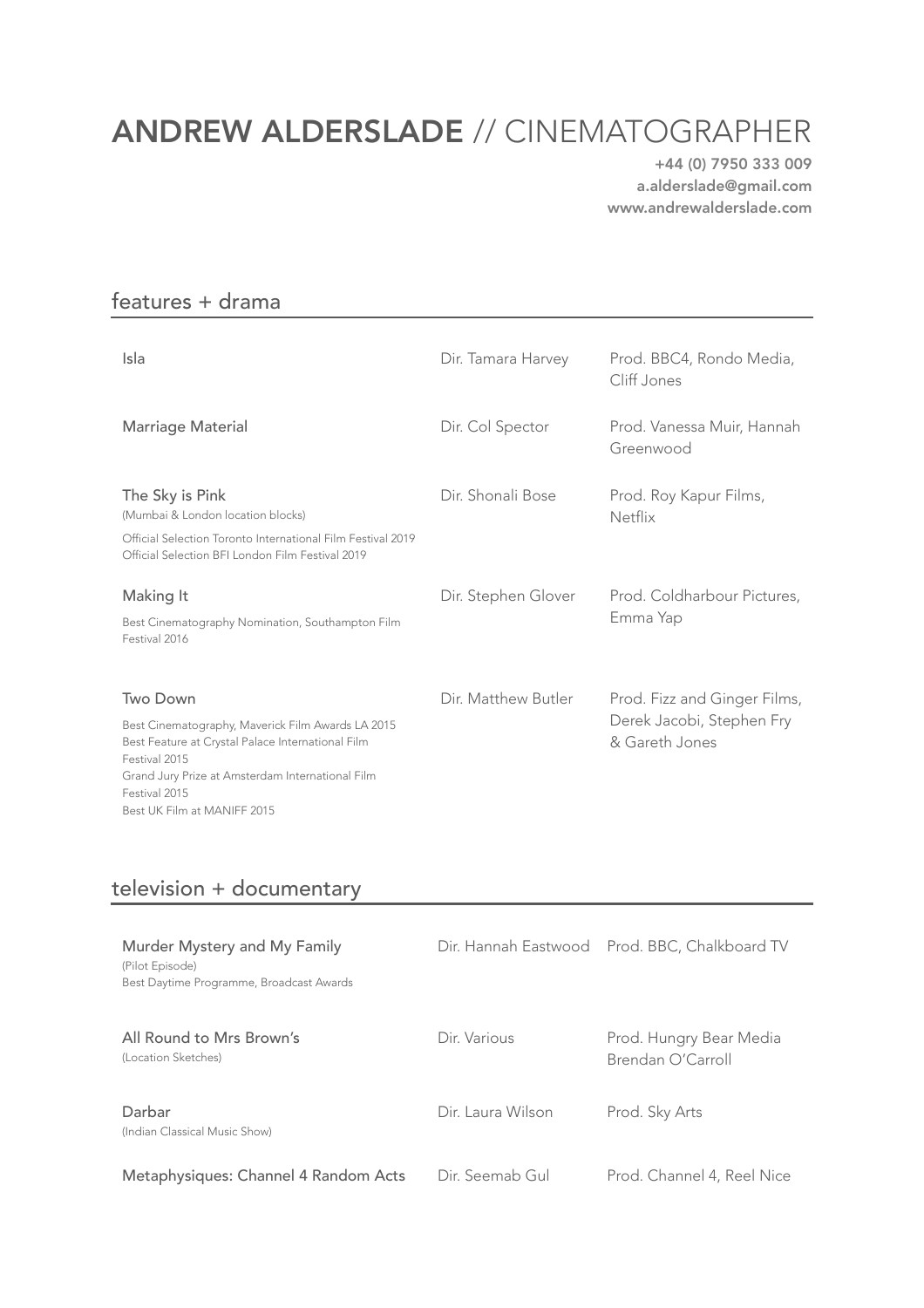# ANDREW ALDERSLADE // CINEMATOGRAPHER

**+44 (0) 7950 333 009**
**a.alderslade@gmail.com**
**www.andrewalderslade.com**

## features + drama

| | | |
|---|---|---|
| Isla | Dir. Tamara Harvey | Prod. BBC4, Rondo Media, Cliff Jones |
| Marriage Material | Dir. Col Spector | Prod. Vanessa Muir, Hannah Greenwood |
| The Sky is Pink<br>(Mumbai & London location blocks)<br>Official Selection Toronto International Film Festival 2019<br>Official Selection BFI London Film Festival 2019 | Dir. Shonali Bose | Prod. Roy Kapur Films, Netflix |
| Making It<br>Best Cinematography Nomination, Southampton Film Festival 2016 | Dir. Stephen Glover | Prod. Coldharbour Pictures, Emma Yap |
| Two Down<br>Best Cinematography, Maverick Film Awards LA 2015<br>Best Feature at Crystal Palace International Film Festival 2015<br>Grand Jury Prize at Amsterdam International Film Festival 2015<br>Best UK Film at MANIFF 2015 | Dir. Matthew Butler | Prod. Fizz and Ginger Films, Derek Jacobi, Stephen Fry & Gareth Jones |

## television + documentary

| | | |
|---|---|---|
| Murder Mystery and My Family<br>(Pilot Episode)<br>Best Daytime Programme, Broadcast Awards | Dir. Hannah Eastwood | Prod. BBC, Chalkboard TV |
| All Round to Mrs Brown's<br>(Location Sketches) | Dir. Various | Prod. Hungry Bear Media Brendan O'Carroll |
| Darbar<br>(Indian Classical Music Show) | Dir. Laura Wilson | Prod. Sky Arts |
| Metaphysiques: Channel 4 Random Acts | Dir. Seemab Gul | Prod. Channel 4, Reel Nice |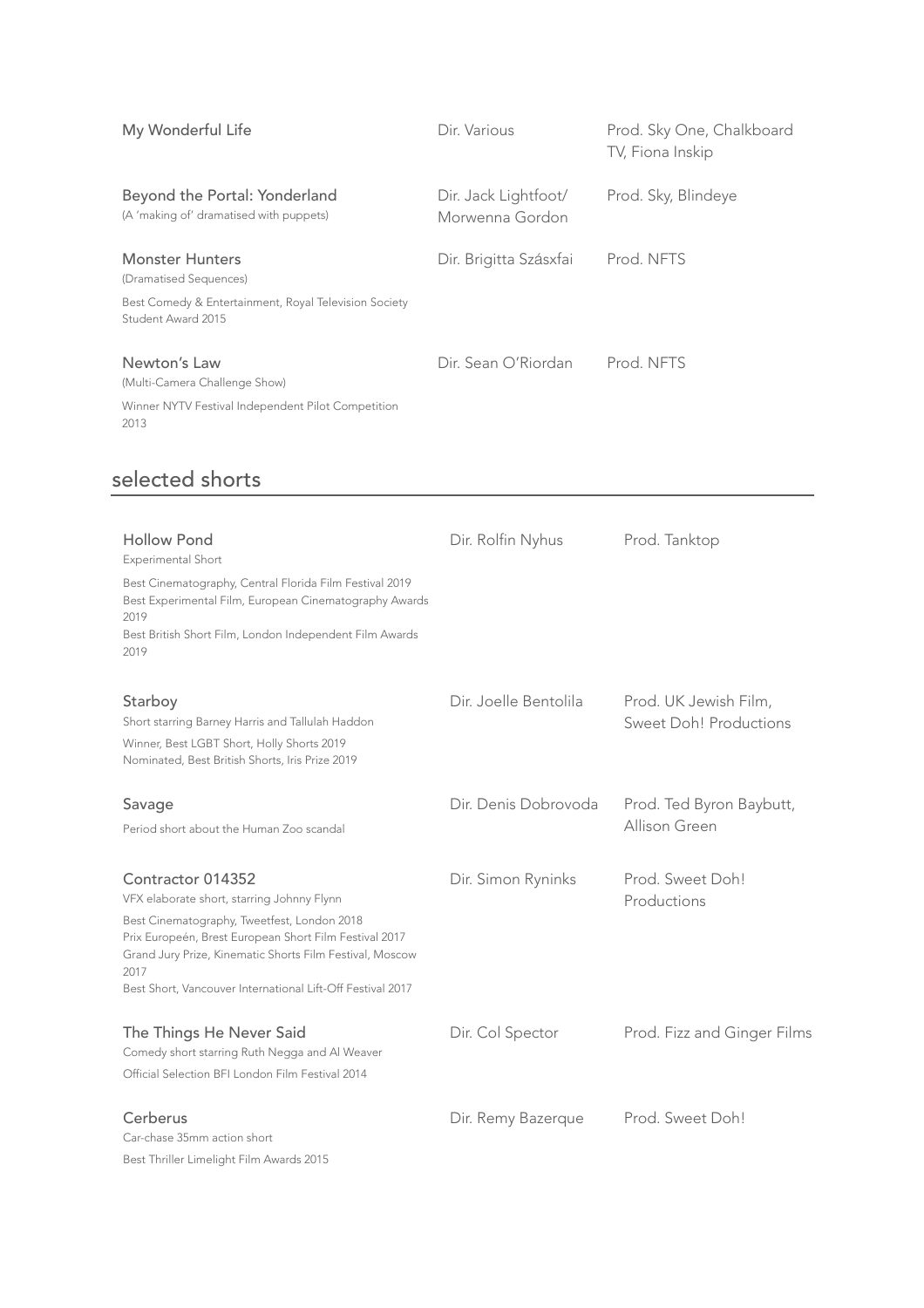| | | |
|---|---|---|
| **My Wonderful Life** | Dir. Various | Prod. Sky One, Chalkboard TV, Fiona Inskip |
| **Beyond the Portal: Yonderland**<br>(A 'making of' dramatised with puppets) | Dir. Jack Lightfoot/ Morwenna Gordon | Prod. Sky, Blindeye |
| **Monster Hunters**<br>(Dramatised Sequences)<br>Best Comedy & Entertainment, Royal Television Society Student Award 2015 | Dir. Brigitta Szásxfai | Prod. NFTS |
| **Newton's Law**<br>(Multi-Camera Challenge Show)<br>Winner NYTV Festival Independent Pilot Competition 2013 | Dir. Sean O'Riordan | Prod. NFTS |

## selected shorts

| | | |
|---|---|---|
| **Hollow Pond**<br>Experimental Short<br>Best Cinematography, Central Florida Film Festival 2019<br>Best Experimental Film, European Cinematography Awards 2019<br>Best British Short Film, London Independent Film Awards 2019 | Dir. Rolfin Nyhus | Prod. Tanktop |
| **Starboy**<br>Short starring Barney Harris and Tallulah Haddon<br>Winner, Best LGBT Short, Holly Shorts 2019<br>Nominated, Best British Shorts, Iris Prize 2019 | Dir. Joelle Bentolila | Prod. UK Jewish Film, Sweet Doh! Productions |
| **Savage**<br>Period short about the Human Zoo scandal | Dir. Denis Dobrovoda | Prod. Ted Byron Baybutt, Allison Green |
| **Contractor 014352**<br>VFX elaborate short, starring Johnny Flynn<br>Best Cinematography, Tweetfest, London 2018<br>Prix Europeén, Brest European Short Film Festival 2017<br>Grand Jury Prize, Kinematic Shorts Film Festival, Moscow 2017<br>Best Short, Vancouver International Lift-Off Festival 2017 | Dir. Simon Ryninks | Prod. Sweet Doh! Productions |
| **The Things He Never Said**<br>Comedy short starring Ruth Negga and Al Weaver<br>Official Selection BFI London Film Festival 2014 | Dir. Col Spector | Prod. Fizz and Ginger Films |
| **Cerberus**<br>Car-chase 35mm action short<br>Best Thriller Limelight Film Awards 2015 | Dir. Remy Bazerque | Prod. Sweet Doh! |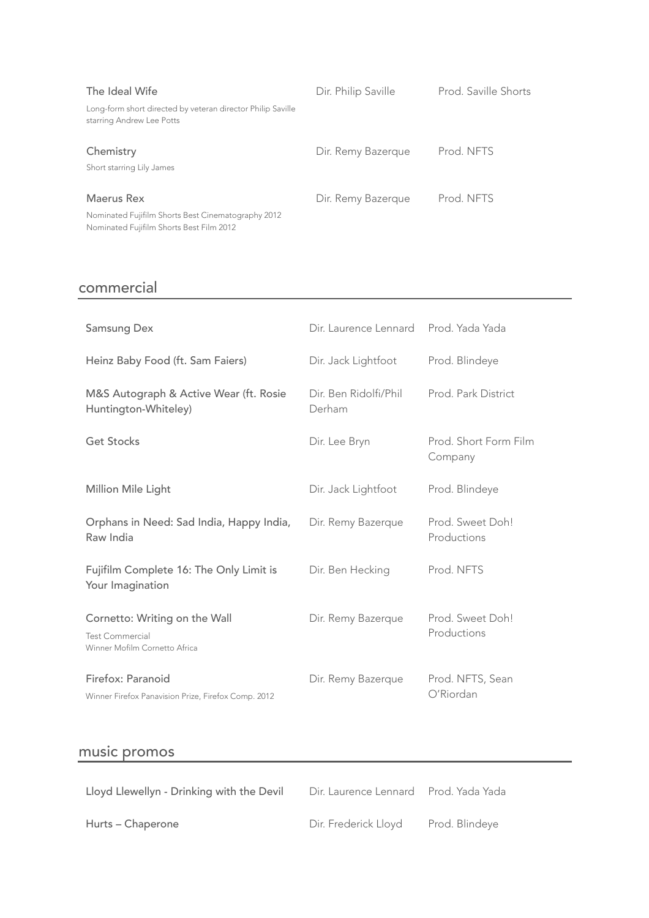| | | |
|---|---|---|
| The Ideal Wife<br>Long-form short directed by veteran director Philip Saville starring Andrew Lee Potts | Dir. Philip Saville | Prod. Saville Shorts |
| Chemistry<br>Short starring Lily James | Dir. Remy Bazerque | Prod. NFTS |
| Maerus Rex<br>Nominated Fujifilm Shorts Best Cinematography 2012<br>Nominated Fujifilm Shorts Best Film 2012 | Dir. Remy Bazerque | Prod. NFTS |

## commercial

| | | |
|---|---|---|
| Samsung Dex | Dir. Laurence Lennard | Prod. Yada Yada |
| Heinz Baby Food (ft. Sam Faiers) | Dir. Jack Lightfoot | Prod. Blindeye |
| M&S Autograph & Active Wear (ft. Rosie Huntington-Whiteley) | Dir. Ben Ridolfi/Phil Derham | Prod. Park District |
| Get Stocks | Dir. Lee Bryn | Prod. Short Form Film Company |
| Million Mile Light | Dir. Jack Lightfoot | Prod. Blindeye |
| Orphans in Need: Sad India, Happy India, Raw India | Dir. Remy Bazerque | Prod. Sweet Doh! Productions |
| Fujifilm Complete 16: The Only Limit is Your Imagination | Dir. Ben Hecking | Prod. NFTS |
| Cornetto: Writing on the Wall<br>Test Commercial<br>Winner Mofilm Cornetto Africa | Dir. Remy Bazerque | Prod. Sweet Doh! Productions |
| Firefox: Paranoid<br>Winner Firefox Panavision Prize, Firefox Comp. 2012 | Dir. Remy Bazerque | Prod. NFTS, Sean O'Riordan |

## music promos

| | | |
|---|---|---|
| Lloyd Llewellyn - Drinking with the Devil | Dir. Laurence Lennard | Prod. Yada Yada |
| Hurts – Chaperone | Dir. Frederick Lloyd | Prod. Blindeye |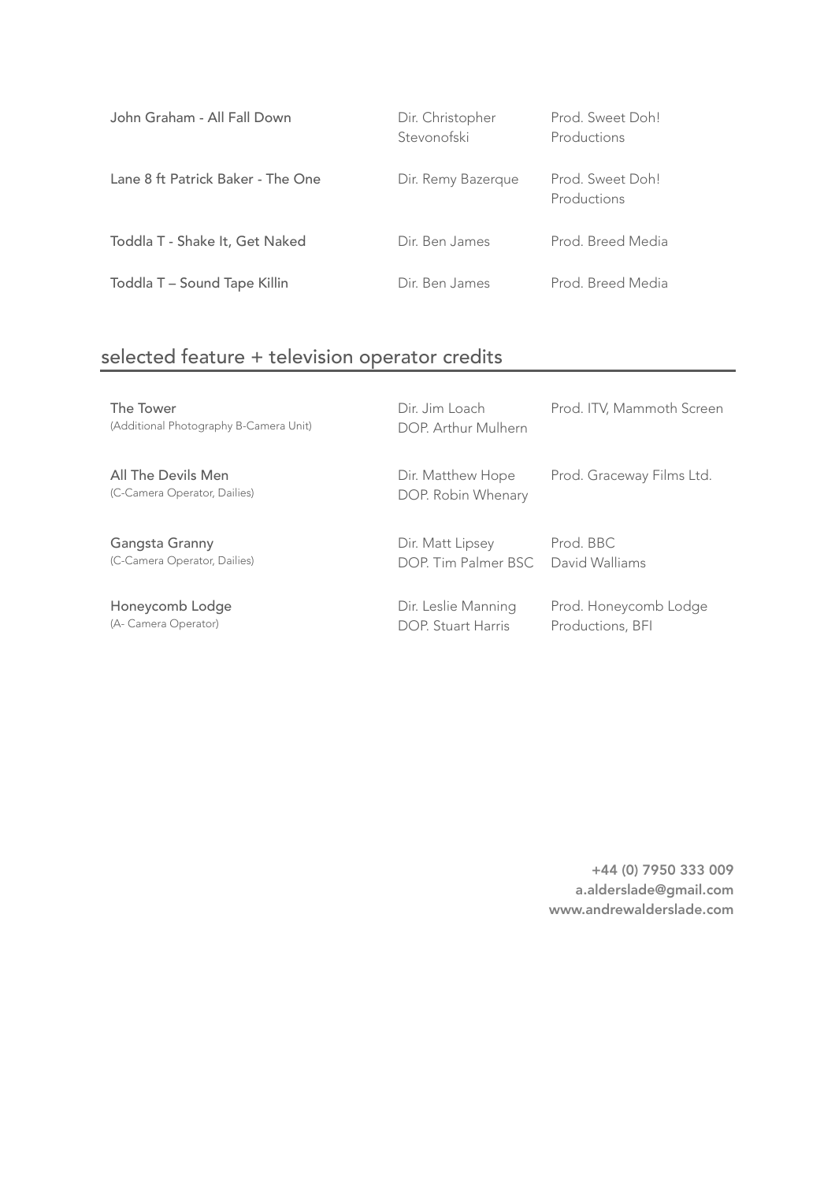| | | |
|---|---|---|
| John Graham - All Fall Down | Dir. Christopher Stevonofski | Prod. Sweet Doh! Productions |
| Lane 8 ft Patrick Baker - The One | Dir. Remy Bazerque | Prod. Sweet Doh! Productions |
| Toddla T - Shake It, Get Naked | Dir. Ben James | Prod. Breed Media |
| Toddla T – Sound Tape Killin | Dir. Ben James | Prod. Breed Media |

## selected feature + television operator credits

| | | |
|---|---|---|
| The Tower<br>(Additional Photography B-Camera Unit) | Dir. Jim Loach<br>DOP. Arthur Mulhern | Prod. ITV, Mammoth Screen |
| All The Devils Men<br>(C-Camera Operator, Dailies) | Dir. Matthew Hope<br>DOP. Robin Whenary | Prod. Graceway Films Ltd. |
| Gangsta Granny<br>(C-Camera Operator, Dailies) | Dir. Matt Lipsey<br>DOP. Tim Palmer BSC | Prod. BBC<br>David Walliams |
| Honeycomb Lodge<br>(A- Camera Operator) | Dir. Leslie Manning<br>DOP. Stuart Harris | Prod. Honeycomb Lodge Productions, BFI |

**+44 (0) 7950 333 009**
**a.alderslade@gmail.com**
**www.andrewalderslade.com**